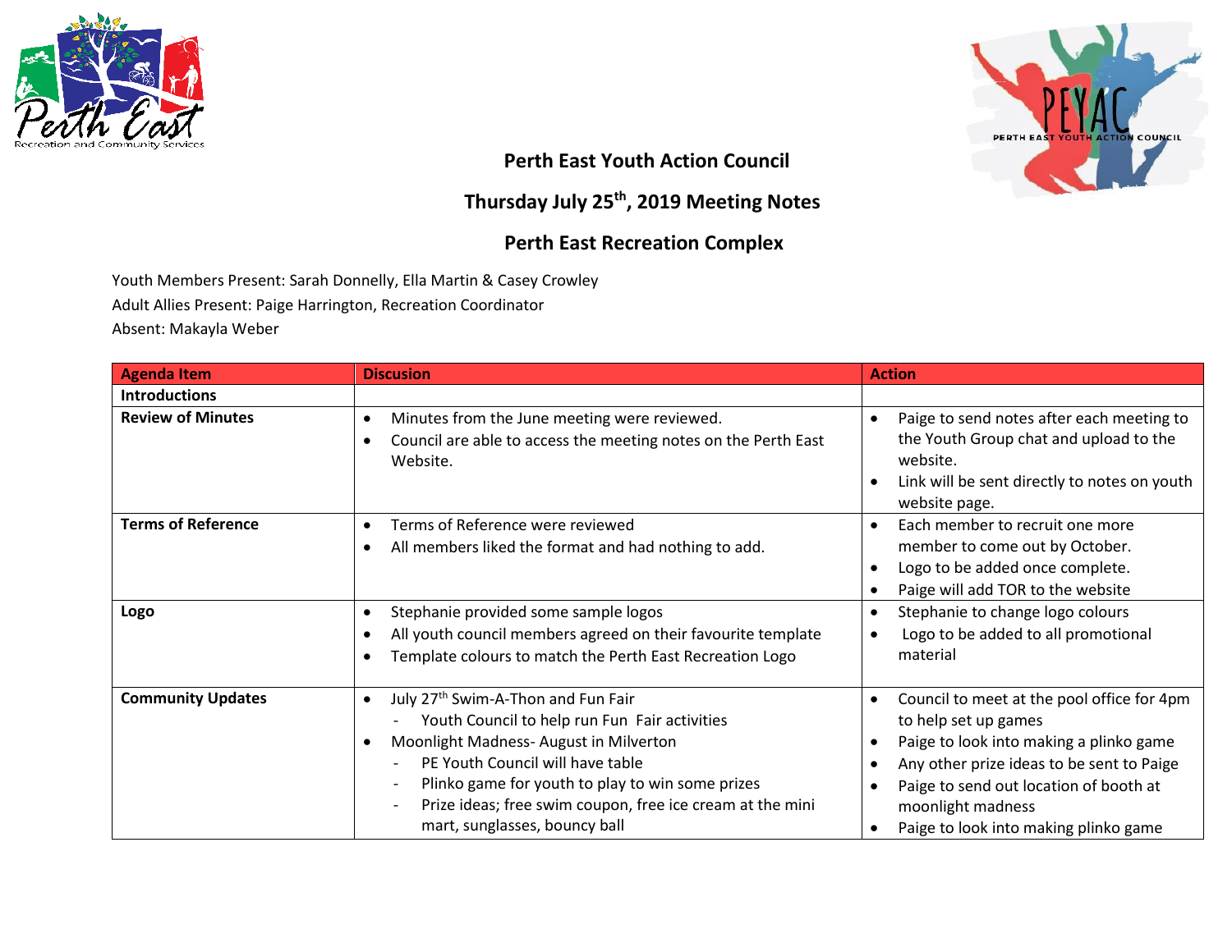# Perth East Youth Action Council

## Thursday July 25th, 2019 Meeting Notes

## Perth East Recreation Complex

Youth Members Present: Sarah Donnelly, Ella Martin & Casey Crowley

Adult Allies Present: Paige Harrington, Recreation Coordinator

Absent: Makayla Weber

| Agenda Item | Discusion | Action |
|---|---|---|
| **Introductions** | | |
| **Review of Minutes** | • Minutes from the June meeting were reviewed.<br>• Council are able to access the meeting notes on the Perth East Website. | • Paige to send notes after each meeting to the Youth Group chat and upload to the website.<br>• Link will be sent directly to notes on youth website page. |
| **Terms of Reference** | • Terms of Reference were reviewed<br>• All members liked the format and had nothing to add. | • Each member to recruit one more member to come out by October.<br>• Logo to be added once complete.<br>• Paige will add TOR to the website |
| **Logo** | • Stephanie provided some sample logos<br>• All youth council members agreed on their favourite template<br>• Template colours to match the Perth East Recreation Logo | • Stephanie to change logo colours<br>• Logo to be added to all promotional material |
| **Community Updates** | • July 27th Swim-A-Thon and Fun Fair<br>  - Youth Council to help run Fun Fair activities<br>• Moonlight Madness- August in Milverton<br>  - PE Youth Council will have table<br>  - Plinko game for youth to play to win some prizes<br>  - Prize ideas; free swim coupon, free ice cream at the mini mart, sunglasses, bouncy ball | • Council to meet at the pool office for 4pm to help set up games<br>• Paige to look into making a plinko game<br>• Any other prize ideas to be sent to Paige<br>• Paige to send out location of booth at moonlight madness<br>• Paige to look into making plinko game |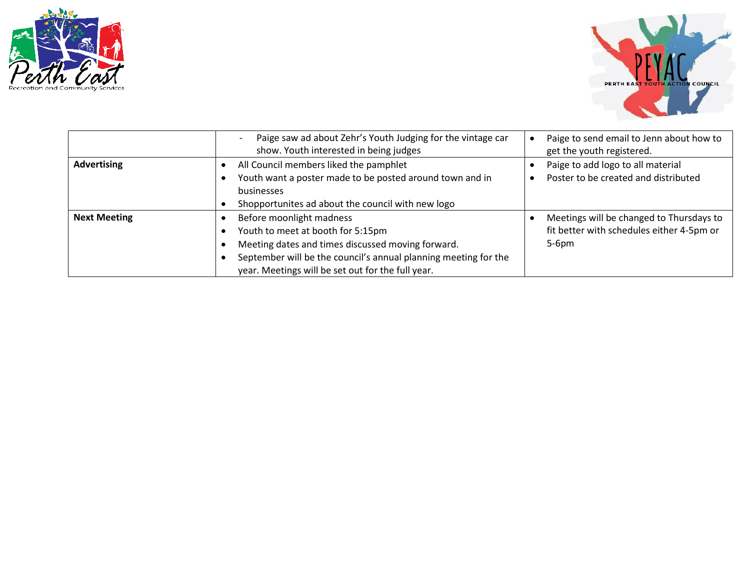| | | |
|---|---|---|
| | - Paige saw ad about Zehr's Youth Judging for the vintage car show. Youth interested in being judges | • Paige to send email to Jenn about how to get the youth registered. |
| **Advertising** | • All Council members liked the pamphlet<br>• Youth want a poster made to be posted around town and in businesses<br>• Shopportunites ad about the council with new logo | • Paige to add logo to all material<br>• Poster to be created and distributed |
| **Next Meeting** | • Before moonlight madness<br>• Youth to meet at booth for 5:15pm<br>• Meeting dates and times discussed moving forward.<br>• September will be the council's annual planning meeting for the year. Meetings will be set out for the full year. | • Meetings will be changed to Thursdays to fit better with schedules either 4-5pm or 5-6pm |